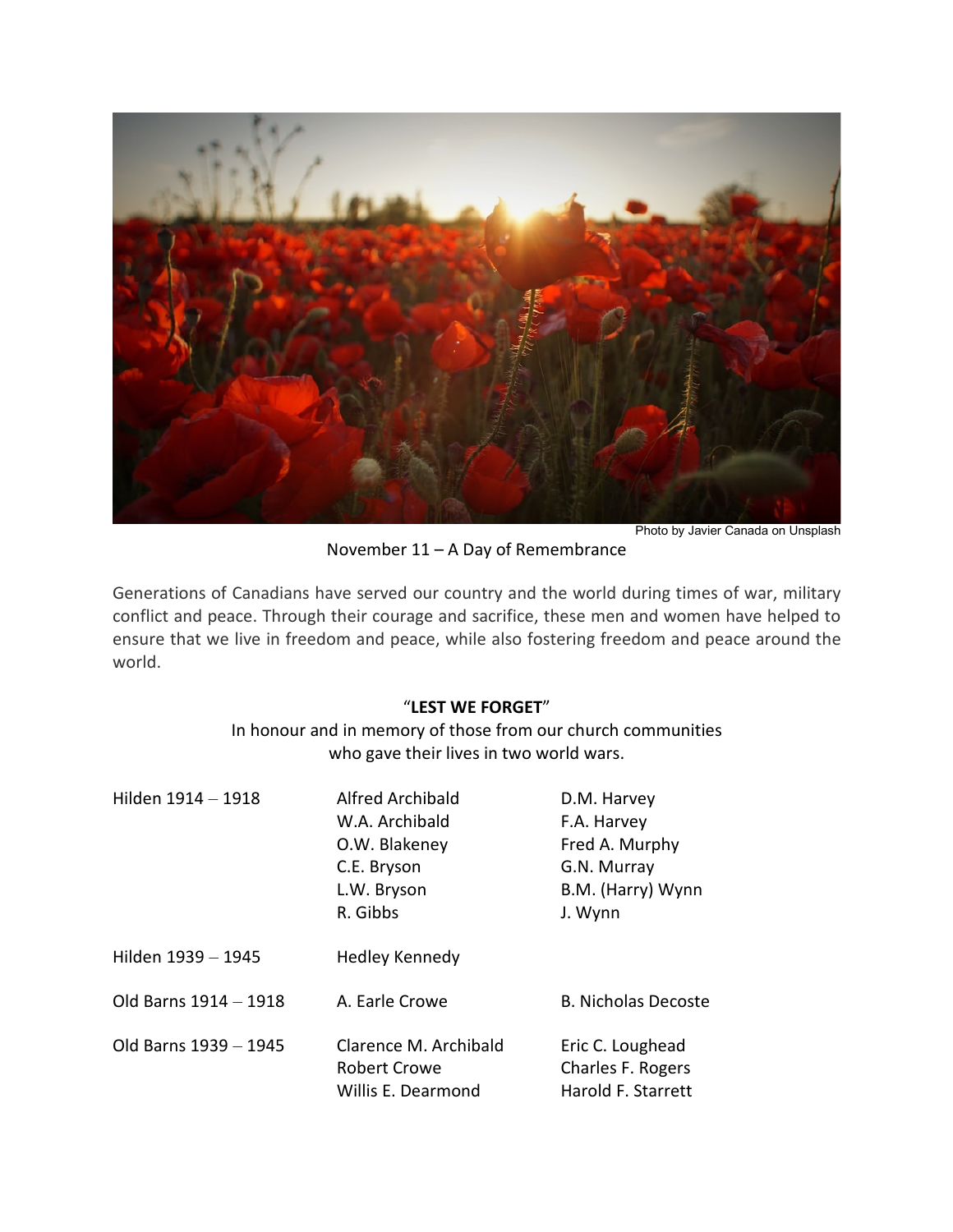Photo by Javier Canada on Unsplash

November 11 – A Day of Remembrance

Generations of Canadians have served our country and the world during times of war, military conflict and peace. Through their courage and sacrifice, these men and women have helped to ensure that we live in freedom and peace, while also fostering freedom and peace around the world.

"**LEST WE FORGET**"

In honour and in memory of those from our church communities who gave their lives in two world wars.

| | | |
|---|---|---|
| Hilden 1914 – 1918 | Alfred Archibald | D.M. Harvey |
| | W.A. Archibald | F.A. Harvey |
| | O.W. Blakeney | Fred A. Murphy |
| | C.E. Bryson | G.N. Murray |
| | L.W. Bryson | B.M. (Harry) Wynn |
| | R. Gibbs | J. Wynn |
| Hilden 1939 – 1945 | Hedley Kennedy | |
| Old Barns 1914 – 1918 | A. Earle Crowe | B. Nicholas Decoste |
| Old Barns 1939 – 1945 | Clarence M. Archibald | Eric C. Loughead |
| | Robert Crowe | Charles F. Rogers |
| | Willis E. Dearmond | Harold F. Starrett |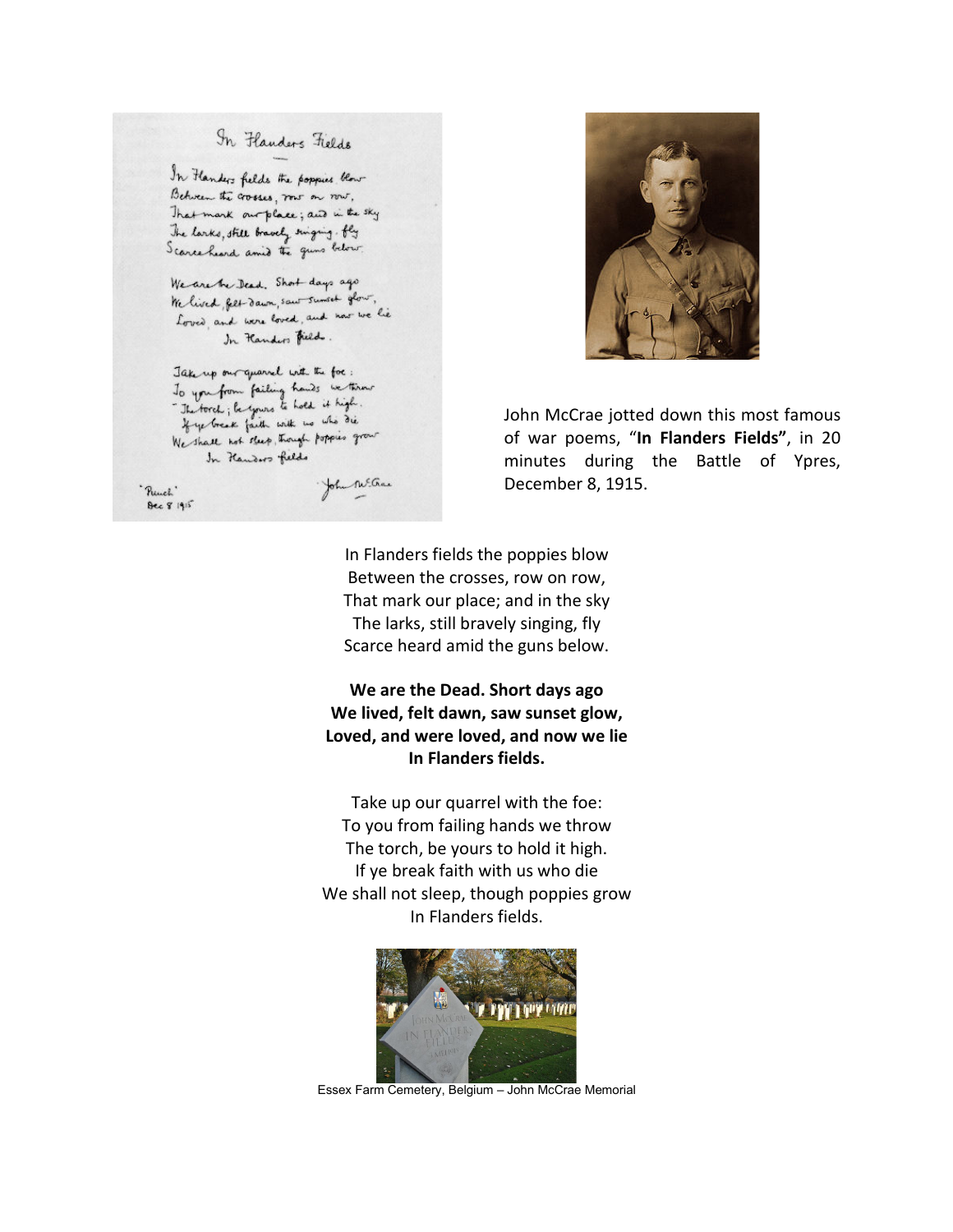John McCrae jotted down this most famous of war poems, "**In Flanders Fields**", in 20 minutes during the Battle of Ypres, December 8, 1915.

In Flanders fields the poppies blow  
Between the crosses, row on row,  
That mark our place; and in the sky  
The larks, still bravely singing, fly  
Scarce heard amid the guns below.

**We are the Dead. Short days ago**  
**We lived, felt dawn, saw sunset glow,**  
**Loved, and were loved, and now we lie**  
**In Flanders fields.**

Take up our quarrel with the foe:  
To you from failing hands we throw  
The torch, be yours to hold it high.  
If ye break faith with us who die  
We shall not sleep, though poppies grow  
In Flanders fields.

Essex Farm Cemetery, Belgium – John McCrae Memorial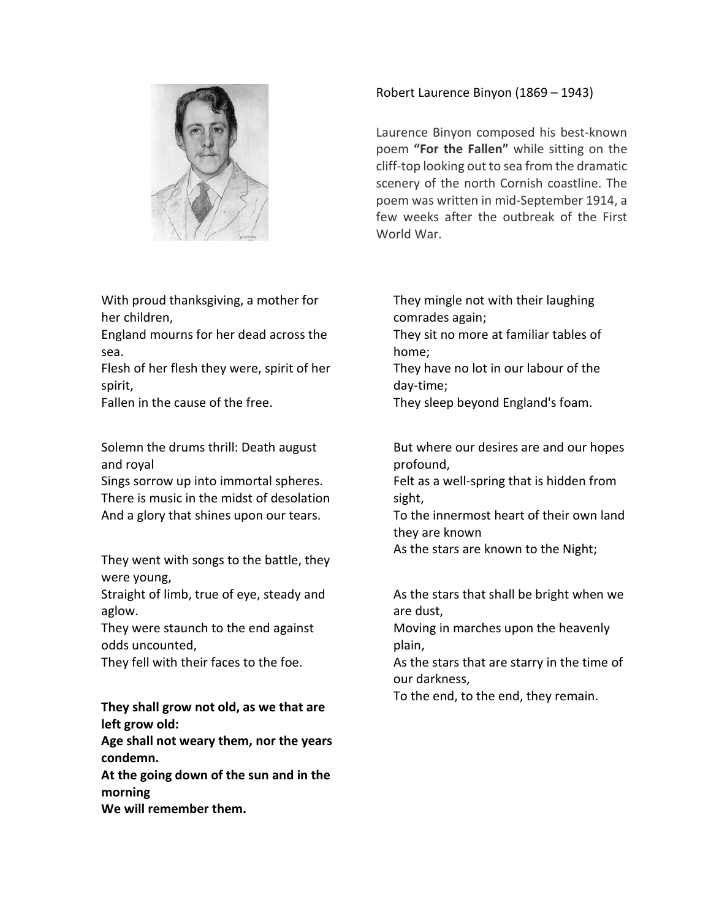Robert Laurence Binyon (1869 – 1943)

Laurence Binyon composed his best-known poem **"For the Fallen"** while sitting on the cliff-top looking out to sea from the dramatic scenery of the north Cornish coastline. The poem was written in mid-September 1914, a few weeks after the outbreak of the First World War.

With proud thanksgiving, a mother for her children,
England mourns for her dead across the sea.
Flesh of her flesh they were, spirit of her spirit,
Fallen in the cause of the free.

Solemn the drums thrill: Death august and royal
Sings sorrow up into immortal spheres.
There is music in the midst of desolation
And a glory that shines upon our tears.

They went with songs to the battle, they were young,
Straight of limb, true of eye, steady and aglow.
They were staunch to the end against odds uncounted,
They fell with their faces to the foe.

**They shall grow not old, as we that are left grow old:**
**Age shall not weary them, nor the years condemn.**
**At the going down of the sun and in the morning**
**We will remember them.**

They mingle not with their laughing comrades again;
They sit no more at familiar tables of home;
They have no lot in our labour of the day-time;
They sleep beyond England's foam.

But where our desires are and our hopes profound,
Felt as a well-spring that is hidden from sight,
To the innermost heart of their own land they are known
As the stars are known to the Night;

As the stars that shall be bright when we are dust,
Moving in marches upon the heavenly plain,
As the stars that are starry in the time of our darkness,
To the end, to the end, they remain.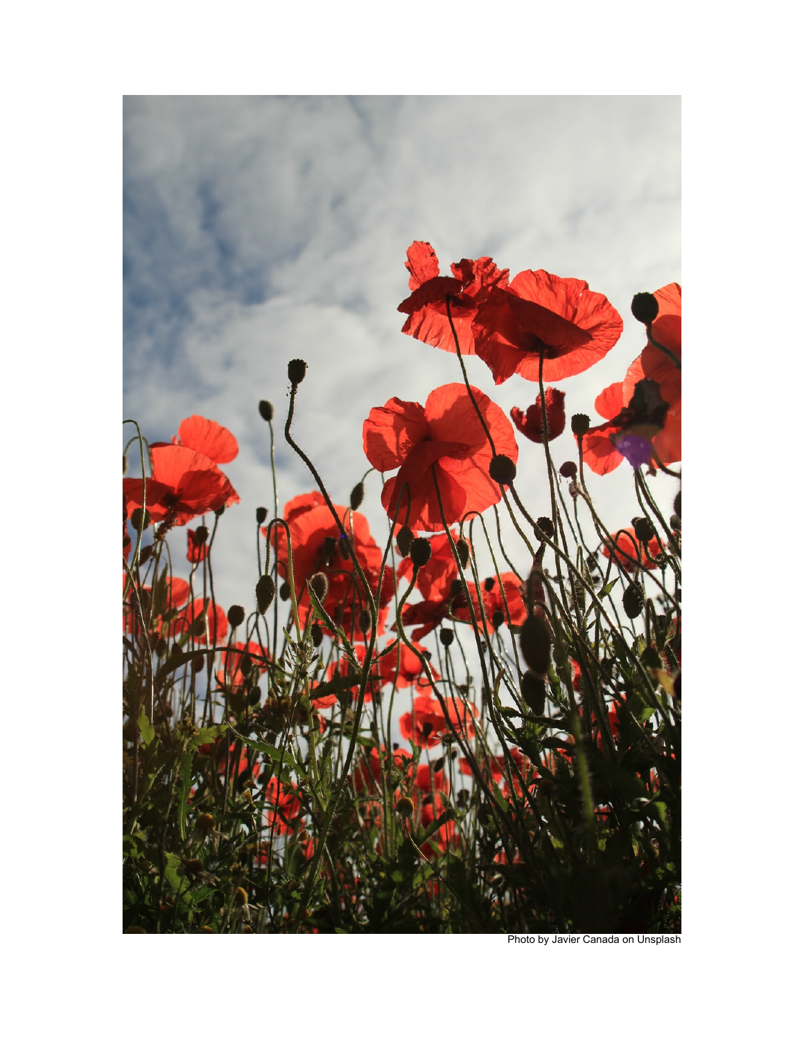Photo by Javier Canada on Unsplash